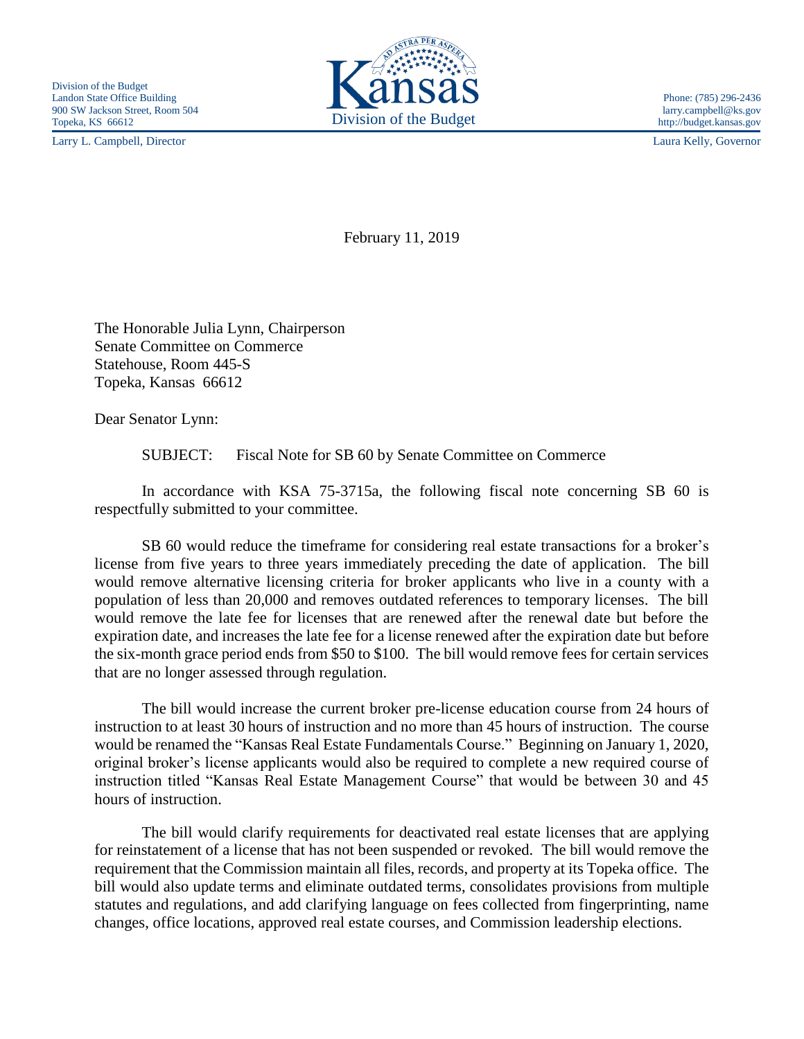Division of the Budget
Landon State Office Building
900 SW Jackson Street, Room 504
Topeka, KS 66612

Larry L. Campbell, Director

Kansas
Division of the Budget

Phone: (785) 296-2436
larry.campbell@ks.gov
http://budget.kansas.gov

Laura Kelly, Governor

February 11, 2019

The Honorable Julia Lynn, Chairperson
Senate Committee on Commerce
Statehouse, Room 445-S
Topeka, Kansas 66612

Dear Senator Lynn:

SUBJECT: Fiscal Note for SB 60 by Senate Committee on Commerce

In accordance with KSA 75-3715a, the following fiscal note concerning SB 60 is respectfully submitted to your committee.

SB 60 would reduce the timeframe for considering real estate transactions for a broker's license from five years to three years immediately preceding the date of application. The bill would remove alternative licensing criteria for broker applicants who live in a county with a population of less than 20,000 and removes outdated references to temporary licenses. The bill would remove the late fee for licenses that are renewed after the renewal date but before the expiration date, and increases the late fee for a license renewed after the expiration date but before the six-month grace period ends from $50 to $100. The bill would remove fees for certain services that are no longer assessed through regulation.

The bill would increase the current broker pre-license education course from 24 hours of instruction to at least 30 hours of instruction and no more than 45 hours of instruction. The course would be renamed the "Kansas Real Estate Fundamentals Course." Beginning on January 1, 2020, original broker's license applicants would also be required to complete a new required course of instruction titled "Kansas Real Estate Management Course" that would be between 30 and 45 hours of instruction.

The bill would clarify requirements for deactivated real estate licenses that are applying for reinstatement of a license that has not been suspended or revoked. The bill would remove the requirement that the Commission maintain all files, records, and property at its Topeka office. The bill would also update terms and eliminate outdated terms, consolidates provisions from multiple statutes and regulations, and add clarifying language on fees collected from fingerprinting, name changes, office locations, approved real estate courses, and Commission leadership elections.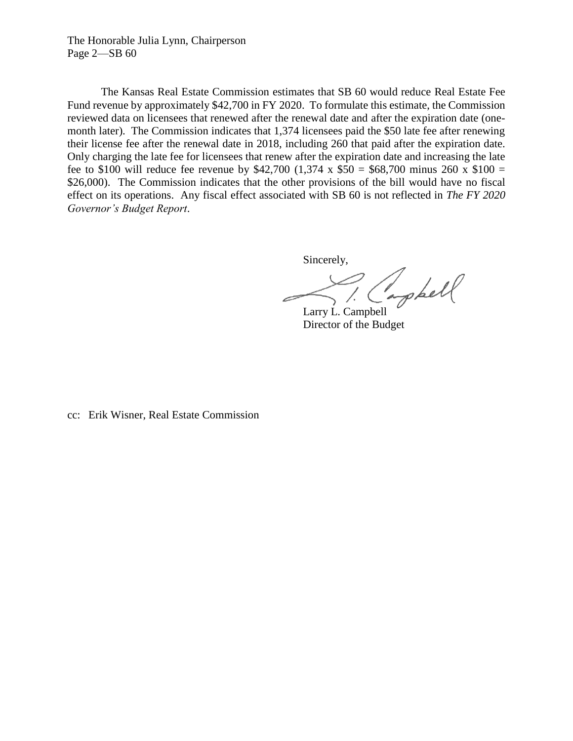The Kansas Real Estate Commission estimates that SB 60 would reduce Real Estate Fee Fund revenue by approximately $42,700 in FY 2020. To formulate this estimate, the Commission reviewed data on licensees that renewed after the renewal date and after the expiration date (one-month later). The Commission indicates that 1,374 licensees paid the $50 late fee after renewing their license fee after the renewal date in 2018, including 260 that paid after the expiration date. Only charging the late fee for licensees that renew after the expiration date and increasing the late fee to $100 will reduce fee revenue by $42,700 (1,374 x $50 = $68,700 minus 260 x $100 = $26,000). The Commission indicates that the other provisions of the bill would have no fiscal effect on its operations. Any fiscal effect associated with SB 60 is not reflected in *The FY 2020 Governor's Budget Report*.

Sincerely,

Larry L. Campbell
Director of the Budget

cc: Erik Wisner, Real Estate Commission